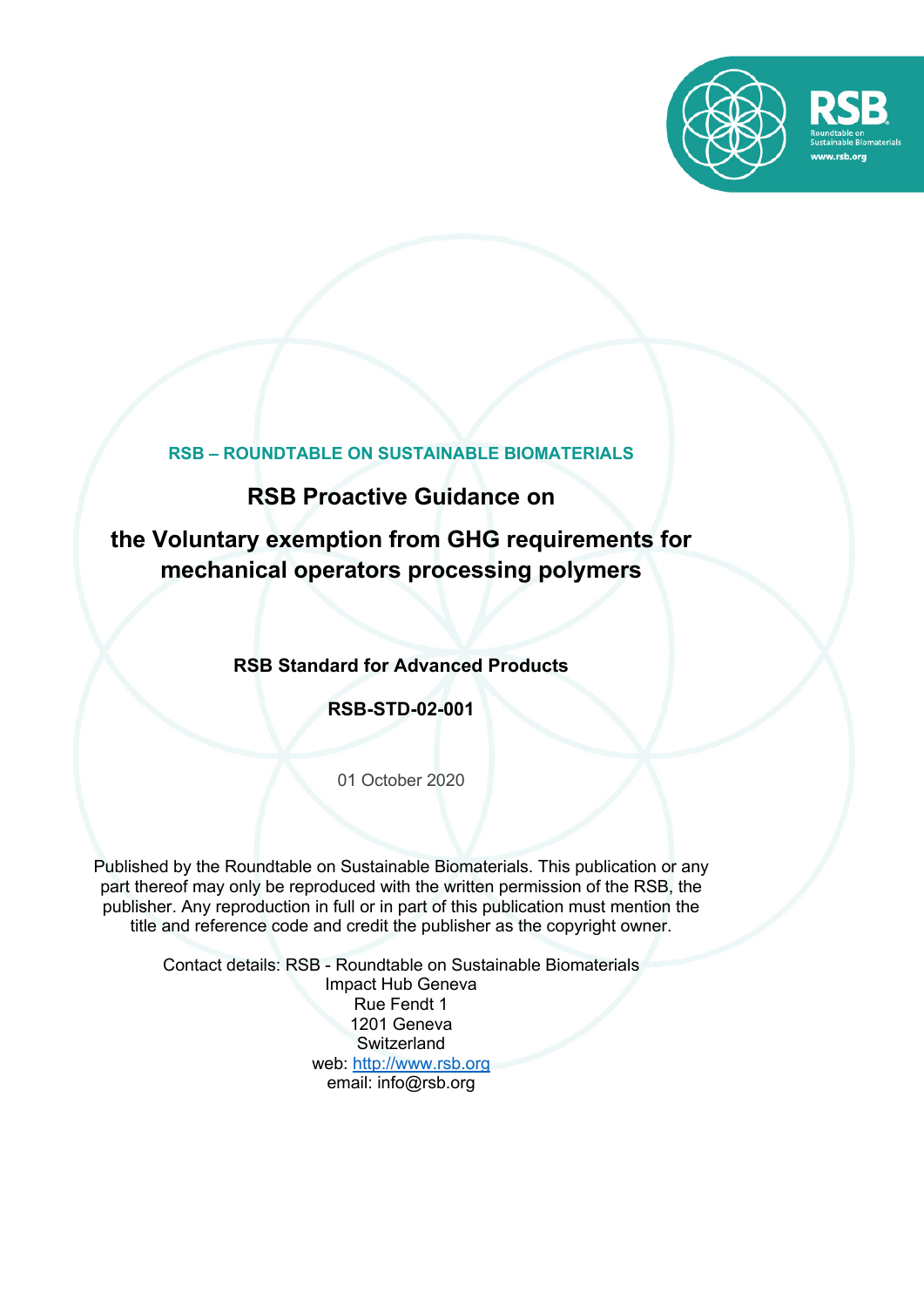**RSB – ROUNDTABLE ON SUSTAINABLE BIOMATERIALS**

# RSB Proactive Guidance on

# the Voluntary exemption from GHG requirements for mechanical operators processing polymers

**RSB Standard for Advanced Products**

**RSB-STD-02-001**

01 October 2020

Published by the Roundtable on Sustainable Biomaterials. This publication or any part thereof may only be reproduced with the written permission of the RSB, the publisher. Any reproduction in full or in part of this publication must mention the title and reference code and credit the publisher as the copyright owner.

Contact details: RSB - Roundtable on Sustainable Biomaterials
Impact Hub Geneva
Rue Fendt 1
1201 Geneva
Switzerland
web: http://www.rsb.org
email: info@rsb.org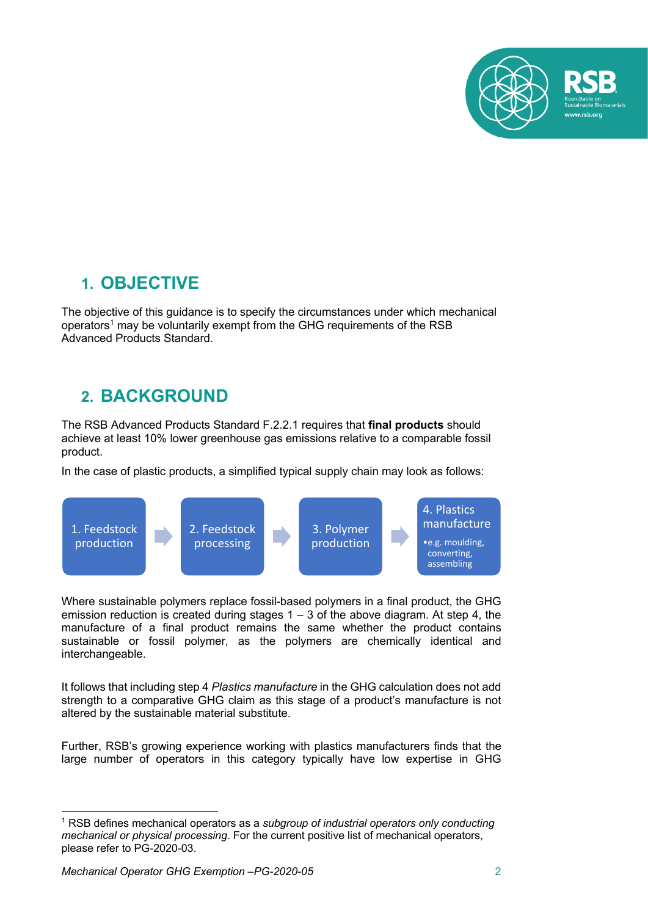## 1. OBJECTIVE

The objective of this guidance is to specify the circumstances under which mechanical operators[1] may be voluntarily exempt from the GHG requirements of the RSB Advanced Products Standard.

## 2. BACKGROUND

The RSB Advanced Products Standard F.2.2.1 requires that **final products** should achieve at least 10% lower greenhouse gas emissions relative to a comparable fossil product.

In the case of plastic products, a simplified typical supply chain may look as follows:

1. Feedstock production → 2. Feedstock processing → 3. Polymer production → 4. Plastics manufacture
   - e.g. moulding, converting, assembling

Where sustainable polymers replace fossil-based polymers in a final product, the GHG emission reduction is created during stages 1 – 3 of the above diagram. At step 4, the manufacture of a final product remains the same whether the product contains sustainable or fossil polymer, as the polymers are chemically identical and interchangeable.

It follows that including step 4 *Plastics manufacture* in the GHG calculation does not add strength to a comparative GHG claim as this stage of a product's manufacture is not altered by the sustainable material substitute.

Further, RSB's growing experience working with plastics manufacturers finds that the large number of operators in this category typically have low expertise in GHG

[1] RSB defines mechanical operators as a *subgroup of industrial operators only conducting mechanical or physical processing*. For the current positive list of mechanical operators, please refer to PG-2020-03.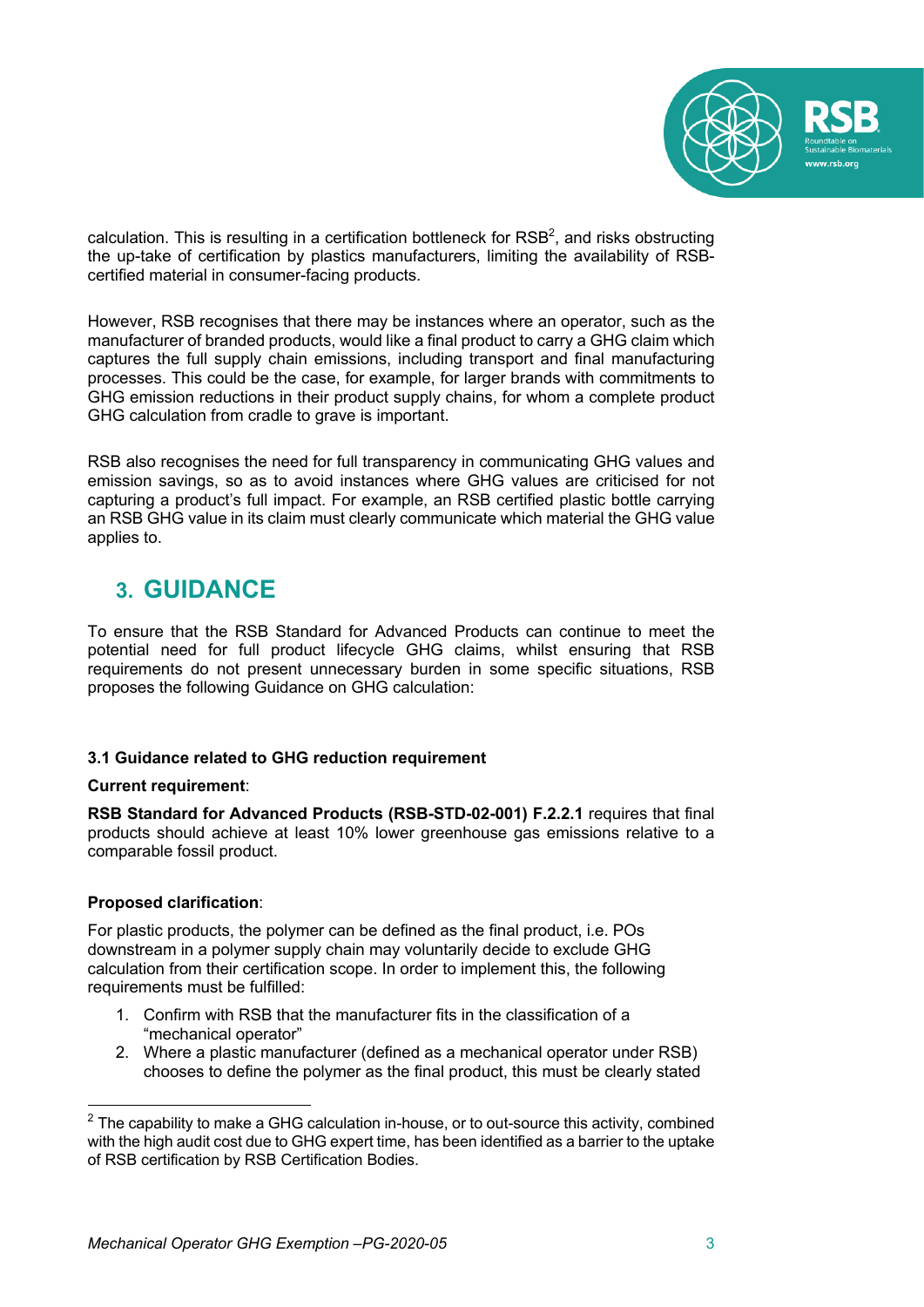calculation. This is resulting in a certification bottleneck for RSB[2], and risks obstructing the up-take of certification by plastics manufacturers, limiting the availability of RSB-certified material in consumer-facing products.

However, RSB recognises that there may be instances where an operator, such as the manufacturer of branded products, would like a final product to carry a GHG claim which captures the full supply chain emissions, including transport and final manufacturing processes. This could be the case, for example, for larger brands with commitments to GHG emission reductions in their product supply chains, for whom a complete product GHG calculation from cradle to grave is important.

RSB also recognises the need for full transparency in communicating GHG values and emission savings, so as to avoid instances where GHG values are criticised for not capturing a product's full impact. For example, an RSB certified plastic bottle carrying an RSB GHG value in its claim must clearly communicate which material the GHG value applies to.

## 3. GUIDANCE

To ensure that the RSB Standard for Advanced Products can continue to meet the potential need for full product lifecycle GHG claims, whilst ensuring that RSB requirements do not present unnecessary burden in some specific situations, RSB proposes the following Guidance on GHG calculation:

### 3.1 Guidance related to GHG reduction requirement

**Current requirement**:

**RSB Standard for Advanced Products (RSB-STD-02-001) F.2.2.1** requires that final products should achieve at least 10% lower greenhouse gas emissions relative to a comparable fossil product.

**Proposed clarification**:

For plastic products, the polymer can be defined as the final product, i.e. POs downstream in a polymer supply chain may voluntarily decide to exclude GHG calculation from their certification scope. In order to implement this, the following requirements must be fulfilled:

1. Confirm with RSB that the manufacturer fits in the classification of a "mechanical operator"
2. Where a plastic manufacturer (defined as a mechanical operator under RSB) chooses to define the polymer as the final product, this must be clearly stated

[2] The capability to make a GHG calculation in-house, or to out-source this activity, combined with the high audit cost due to GHG expert time, has been identified as a barrier to the uptake of RSB certification by RSB Certification Bodies.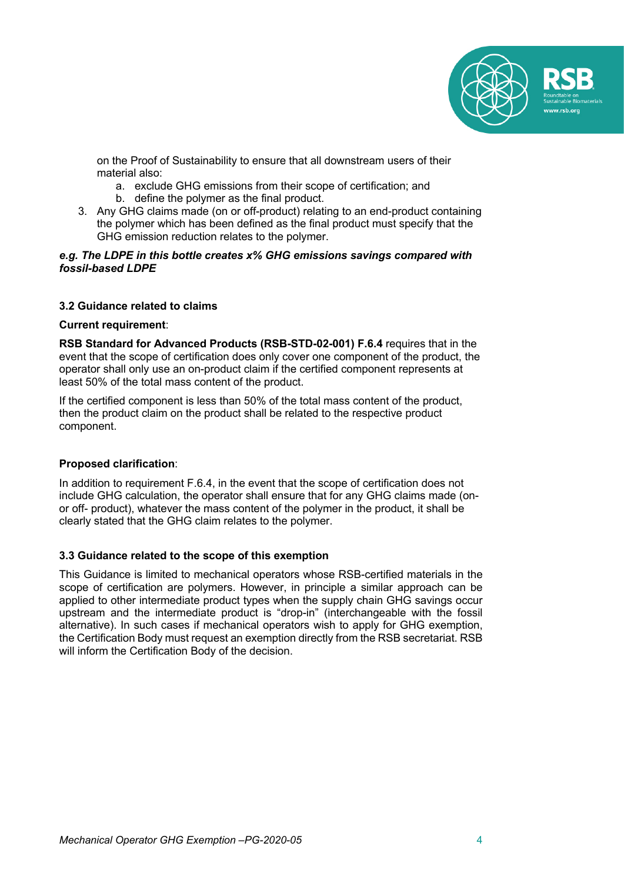on the Proof of Sustainability to ensure that all downstream users of their material also:
   a. exclude GHG emissions from their scope of certification; and
   b. define the polymer as the final product.

3. Any GHG claims made (on or off-product) relating to an end-product containing the polymer which has been defined as the final product must specify that the GHG emission reduction relates to the polymer.

***e.g. The LDPE in this bottle creates x% GHG emissions savings compared with fossil-based LDPE***

### 3.2 Guidance related to claims

**Current requirement**:

**RSB Standard for Advanced Products (RSB-STD-02-001) F.6.4** requires that in the event that the scope of certification does only cover one component of the product, the operator shall only use an on-product claim if the certified component represents at least 50% of the total mass content of the product.

If the certified component is less than 50% of the total mass content of the product, then the product claim on the product shall be related to the respective product component.

**Proposed clarification**:

In addition to requirement F.6.4, in the event that the scope of certification does not include GHG calculation, the operator shall ensure that for any GHG claims made (on- or off- product), whatever the mass content of the polymer in the product, it shall be clearly stated that the GHG claim relates to the polymer.

### 3.3 Guidance related to the scope of this exemption

This Guidance is limited to mechanical operators whose RSB-certified materials in the scope of certification are polymers. However, in principle a similar approach can be applied to other intermediate product types when the supply chain GHG savings occur upstream and the intermediate product is "drop-in" (interchangeable with the fossil alternative). In such cases if mechanical operators wish to apply for GHG exemption, the Certification Body must request an exemption directly from the RSB secretariat. RSB will inform the Certification Body of the decision.